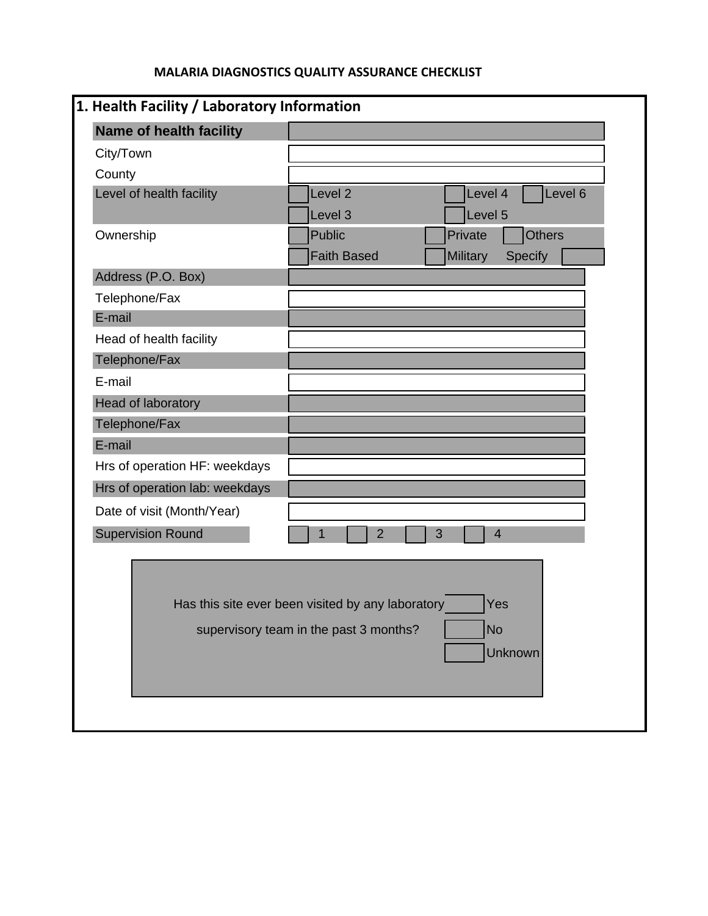# MALARIA DIAGNOSTICS QUALITY ASSURANCE CHECKLIST

## 1. Health Facility / Laboratory Information

| | |
|---|---|
| **Name of health facility** | |
| City/Town | |
| County | |
| Level of health facility | ☐ Level 2 ☐ Level 3 ☐ Level 4 ☐ Level 5 ☐ Level 6 |
| Ownership | ☐ Public ☐ Faith Based ☐ Private ☐ Military ☐ Others Specify ____ |
| Address (P.O. Box) | |
| Telephone/Fax | |
| E-mail | |
| Head of health facility | |
| Telephone/Fax | |
| E-mail | |
| Head of laboratory | |
| Telephone/Fax | |
| E-mail | |
| Hrs of operation HF: weekdays | |
| Hrs of operation lab: weekdays | |
| Date of visit (Month/Year) | |
| Supervision Round | ☐ 1 ☐ 2 ☐ 3 ☐ 4 |

Has this site ever been visited by any laboratory supervisory team in the past 3 months?

☐ Yes

☐ No

☐ Unknown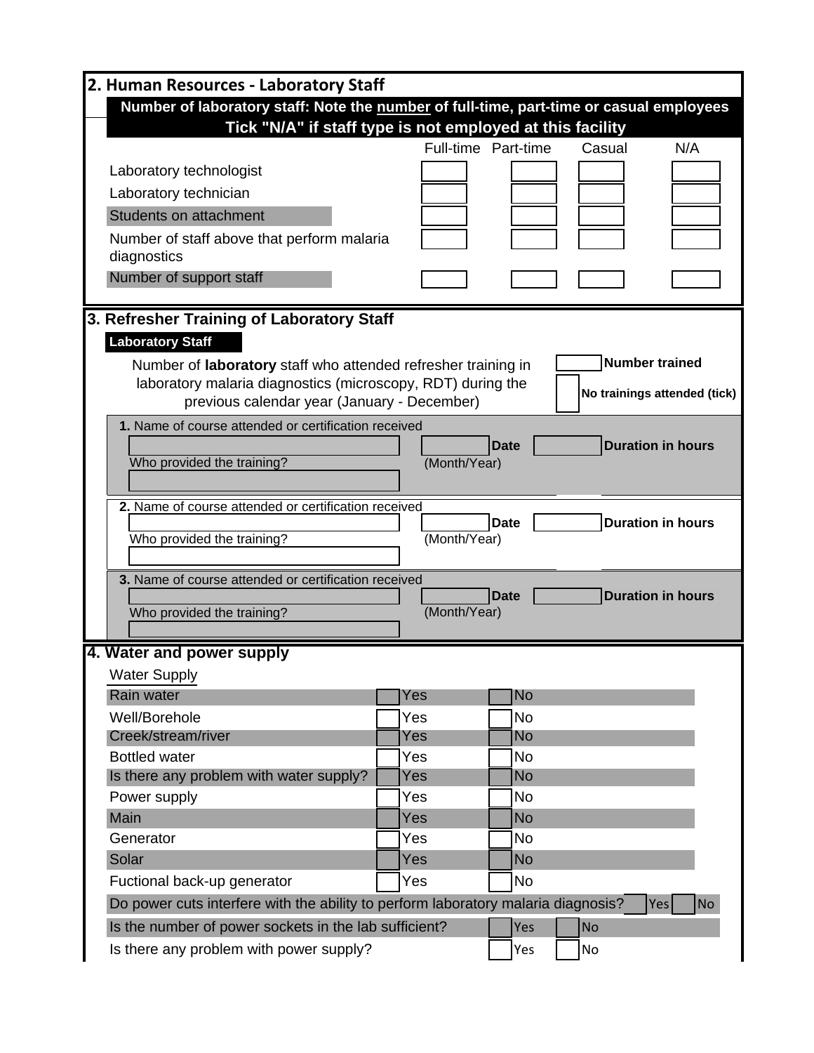## 2. Human Resources - Laboratory Staff

**Number of laboratory staff: Note the number of full-time, part-time or casual employees**
**Tick "N/A" if staff type is not employed at this facility**

| | Full-time | Part-time | Casual | N/A |
|---|---|---|---|---|
| Laboratory technologist | | | | |
| Laboratory technician | | | | |
| Students on attachment | | | | |
| Number of staff above that perform malaria diagnostics | | | | |
| Number of support staff | | | | |

## 3. Refresher Training of Laboratory Staff

**Laboratory Staff**

Number of **laboratory** staff who attended refresher training in laboratory malaria diagnostics (microscopy, RDT) during the previous calendar year (January - December)

**Number trained**

**No trainings attended (tick)**

**1.** Name of course attended or certification received

**Date** (Month/Year) **Duration in hours**

Who provided the training?

**2.** Name of course attended or certification received

**Date** (Month/Year) **Duration in hours**

Who provided the training?

**3.** Name of course attended or certification received

**Date** (Month/Year) **Duration in hours**

Who provided the training?

## 4. Water and power supply

Water Supply

| | | |
|---|---|---|
| Rain water | Yes | No |
| Well/Borehole | Yes | No |
| Creek/stream/river | Yes | No |
| Bottled water | Yes | No |
| Is there any problem with water supply? | Yes | No |
| Power supply | Yes | No |
| Main | Yes | No |
| Generator | Yes | No |
| Solar | Yes | No |
| Fuctional back-up generator | Yes | No |
| Do power cuts interfere with the ability to perform laboratory malaria diagnosis? | Yes | No |
| Is the number of power sockets in the lab sufficient? | Yes | No |
| Is there any problem with power supply? | Yes | No |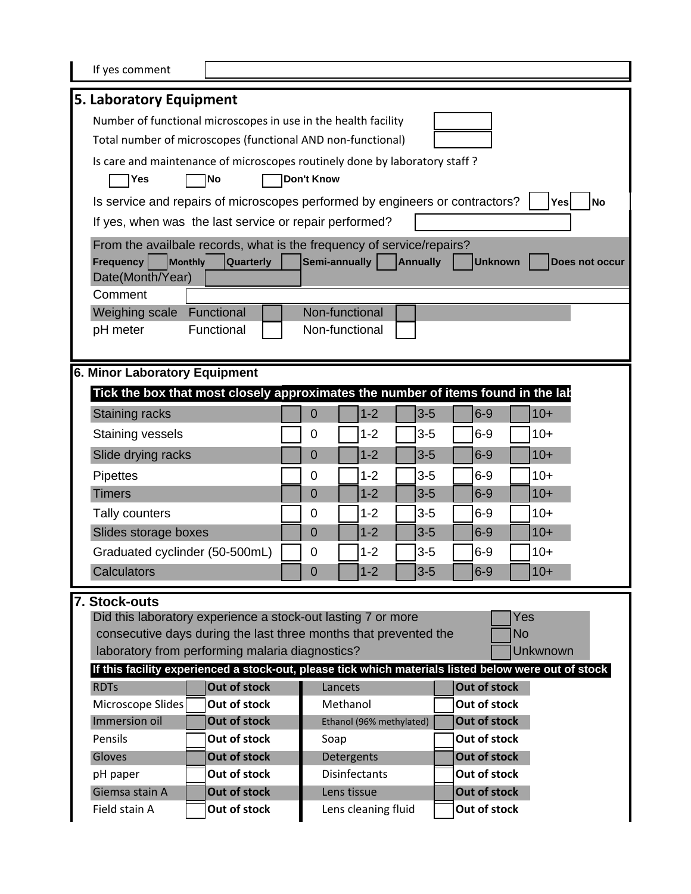If yes comment

## 5. Laboratory Equipment

Number of functional microscopes in use in the health facility

Total number of microscopes (functional AND non-functional)

Is care and maintenance of microscopes routinely done by laboratory staff ?

☐ **Yes** ☐ **No** ☐ **Don't Know**

Is service and repairs of microscopes performed by engineers or contractors? ☐ **Yes** ☐ **No**

If yes, when was the last service or repair performed?

From the availbale records, what is the frequency of service/repairs?

**Frequency** ☐ **Monthly** ☐ **Quarterly** ☐ **Semi-annually** ☐ **Annually** ☐ **Unknown** ☐ **Does not occur**

Date(Month/Year)

Comment

| | | | | |
|---|---|---|---|---|
| Weighing scale | Functional | ☐ | Non-functional | ☐ |
| pH meter | Functional | ☐ | Non-functional | ☐ |

## 6. Minor Laboratory Equipment

**Tick the box that most closely approximates the number of items found in the lab**

| Item | | | | | |
|---|---|---|---|---|---|
| Staining racks | ☐ 0 | ☐ 1-2 | ☐ 3-5 | ☐ 6-9 | ☐ 10+ |
| Staining vessels | ☐ 0 | ☐ 1-2 | ☐ 3-5 | ☐ 6-9 | ☐ 10+ |
| Slide drying racks | ☐ 0 | ☐ 1-2 | ☐ 3-5 | ☐ 6-9 | ☐ 10+ |
| Pipettes | ☐ 0 | ☐ 1-2 | ☐ 3-5 | ☐ 6-9 | ☐ 10+ |
| Timers | ☐ 0 | ☐ 1-2 | ☐ 3-5 | ☐ 6-9 | ☐ 10+ |
| Tally counters | ☐ 0 | ☐ 1-2 | ☐ 3-5 | ☐ 6-9 | ☐ 10+ |
| Slides storage boxes | ☐ 0 | ☐ 1-2 | ☐ 3-5 | ☐ 6-9 | ☐ 10+ |
| Graduated cyclinder (50-500mL) | ☐ 0 | ☐ 1-2 | ☐ 3-5 | ☐ 6-9 | ☐ 10+ |
| Calculators | ☐ 0 | ☐ 1-2 | ☐ 3-5 | ☐ 6-9 | ☐ 10+ |

## 7. Stock-outs

Did this laboratory experience a stock-out lasting 7 or more consecutive days during the last three months that prevented the laboratory from performing malaria diagnostics?

☐ Yes
☐ No
☐ Unkwnown

**If this facility experienced a stock-out, please tick which materials listed below were out of stock**

| Material | | | Material | | |
|---|---|---|---|---|---|
| RDTs | ☐ | **Out of stock** | Lancets | ☐ | **Out of stock** |
| Microscope Slides | ☐ | **Out of stock** | Methanol | ☐ | **Out of stock** |
| Immersion oil | ☐ | **Out of stock** | Ethanol (96% methylated) | ☐ | **Out of stock** |
| Pensils | ☐ | **Out of stock** | Soap | ☐ | **Out of stock** |
| Gloves | ☐ | **Out of stock** | Detergents | ☐ | **Out of stock** |
| pH paper | ☐ | **Out of stock** | Disinfectants | ☐ | **Out of stock** |
| Giemsa stain A | ☐ | **Out of stock** | Lens tissue | ☐ | **Out of stock** |
| Field stain A | ☐ | **Out of stock** | Lens cleaning fluid | ☐ | **Out of stock** |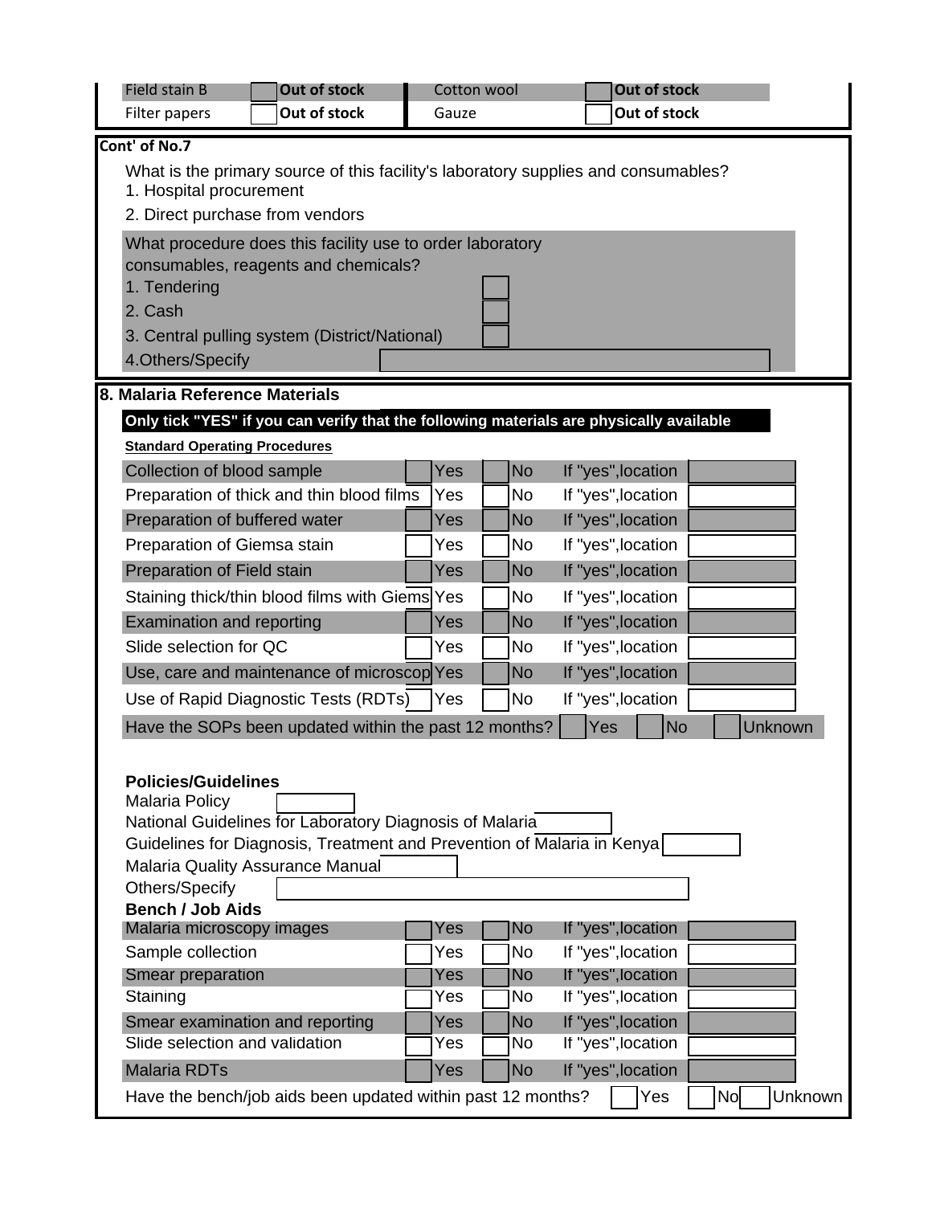| Field stain B | Out of stock | Cotton wool | Out of stock |
|---|---|---|---|
| Filter papers | Out of stock | Gauze | Out of stock |

**Cont' of No.7**

What is the primary source of this facility's laboratory supplies and consumables?
1. Hospital procurement
2. Direct purchase from vendors

What procedure does this facility use to order laboratory consumables, reagents and chemicals?
1. Tendering
2. Cash
3. Central pulling system (District/National)
4. Others/Specify

## 8. Malaria Reference Materials

**Only tick "YES" if you can verify that the following materials are physically available**

**Standard Operating Procedures**

| Item | Yes | No | If "yes",location |
|---|---|---|---|
| Collection of blood sample | Yes | No | |
| Preparation of thick and thin blood films | Yes | No | |
| Preparation of buffered water | Yes | No | |
| Preparation of Giemsa stain | Yes | No | |
| Preparation of Field stain | Yes | No | |
| Staining thick/thin blood films with Giems | Yes | No | |
| Examination and reporting | Yes | No | |
| Slide selection for QC | Yes | No | |
| Use, care and maintenance of microscop | Yes | No | |
| Use of Rapid Diagnostic Tests (RDTs) | Yes | No | |

Have the SOPs been updated within the past 12 months? Yes / No / Unknown

**Policies/Guidelines**

Malaria Policy

National Guidelines for Laboratory Diagnosis of Malaria

Guidelines for Diagnosis, Treatment and Prevention of Malaria in Kenya

Malaria Quality Assurance Manual

Others/Specify

**Bench / Job Aids**

| Item | Yes | No | If "yes",location |
|---|---|---|---|
| Malaria microscopy images | Yes | No | |
| Sample collection | Yes | No | |
| Smear preparation | Yes | No | |
| Staining | Yes | No | |
| Smear examination and reporting | Yes | No | |
| Slide selection and validation | Yes | No | |
| Malaria RDTs | Yes | No | |

Have the bench/job aids been updated within past 12 months? Yes / No / Unknown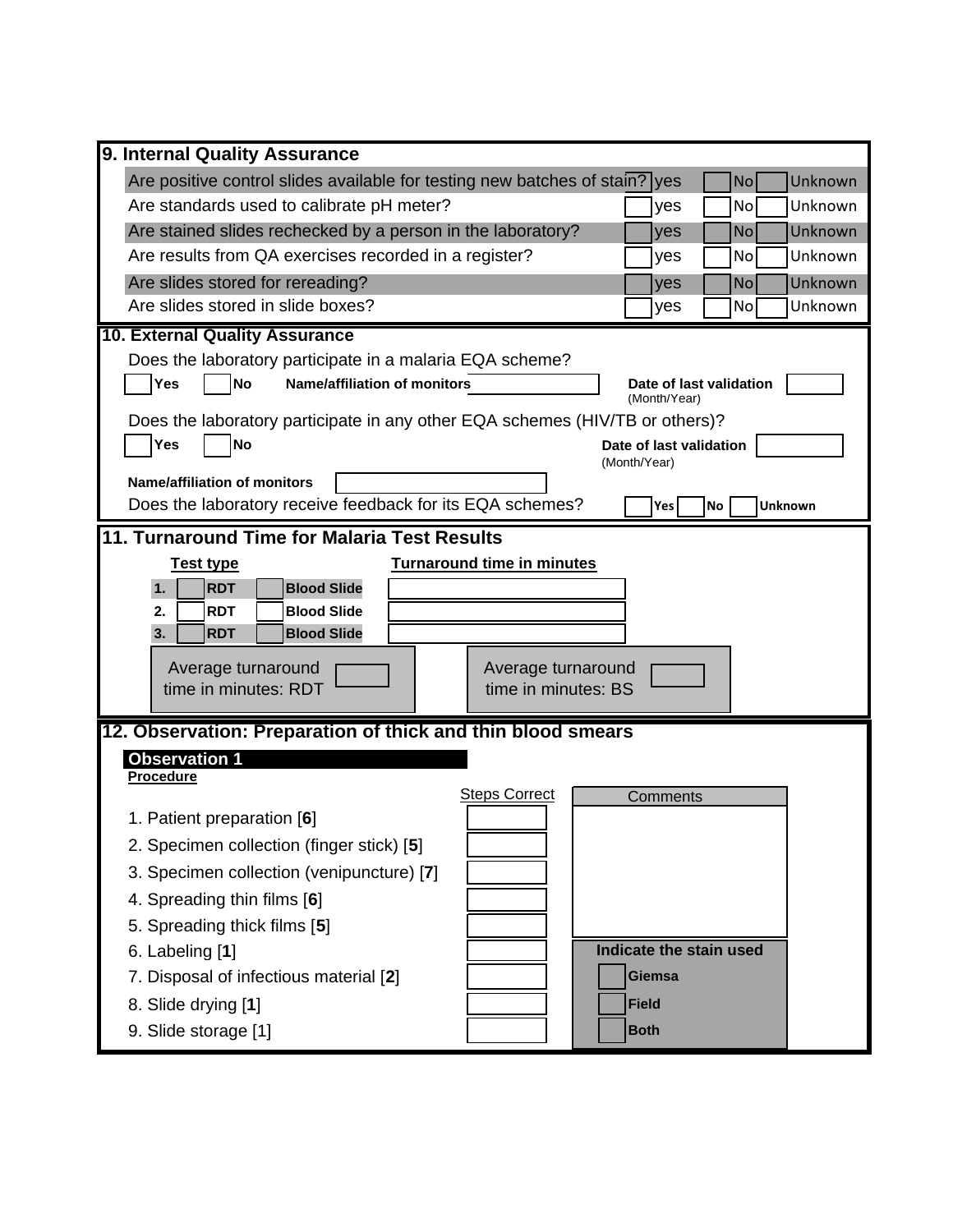## 9. Internal Quality Assurance

| Question | | | |
|---|---|---|---|
| Are positive control slides available for testing new batches of stain? | yes | No | Unknown |
| Are standards used to calibrate pH meter? | yes | No | Unknown |
| Are stained slides rechecked by a person in the laboratory? | yes | No | Unknown |
| Are results from QA exercises recorded in a register? | yes | No | Unknown |
| Are slides stored for rereading? | yes | No | Unknown |
| Are slides stored in slide boxes? | yes | No | Unknown |

## 10. External Quality Assurance

Does the laboratory participate in a malaria EQA scheme?

**Yes** **No** **Name/affiliation of monitors** ________ **Date of last validation** (Month/Year) ________

Does the laboratory participate in any other EQA schemes (HIV/TB or others)?

**Yes** **No** **Date of last validation** (Month/Year) ________

**Name/affiliation of monitors** ________

Does the laboratory receive feedback for its EQA schemes? **Yes** **No** **Unknown**

## 11. Turnaround Time for Malaria Test Results

| | Test type | | Turnaround time in minutes |
|---|---|---|---|
| 1. | RDT | Blood Slide | |
| 2. | RDT | Blood Slide | |
| 3. | RDT | Blood Slide | |

Average turnaround time in minutes: RDT ________

Average turnaround time in minutes: BS ________

## 12. Observation: Preparation of thick and thin blood smears

### Observation 1

**Procedure**

| Procedure | Steps Correct | Comments |
|---|---|---|
| 1. Patient preparation [**6**] | | |
| 2. Specimen collection (finger stick) [**5**] | | |
| 3. Specimen collection (venipuncture) [**7**] | | |
| 4. Spreading thin films [**6**] | | |
| 5. Spreading thick films [**5**] | | |
| 6. Labeling [**1**] | | |
| 7. Disposal of infectious material [**2**] | | |
| 8. Slide drying [**1**] | | |
| 9. Slide storage [1] | | |

**Indicate the stain used**

- **Giemsa**
- **Field**
- **Both**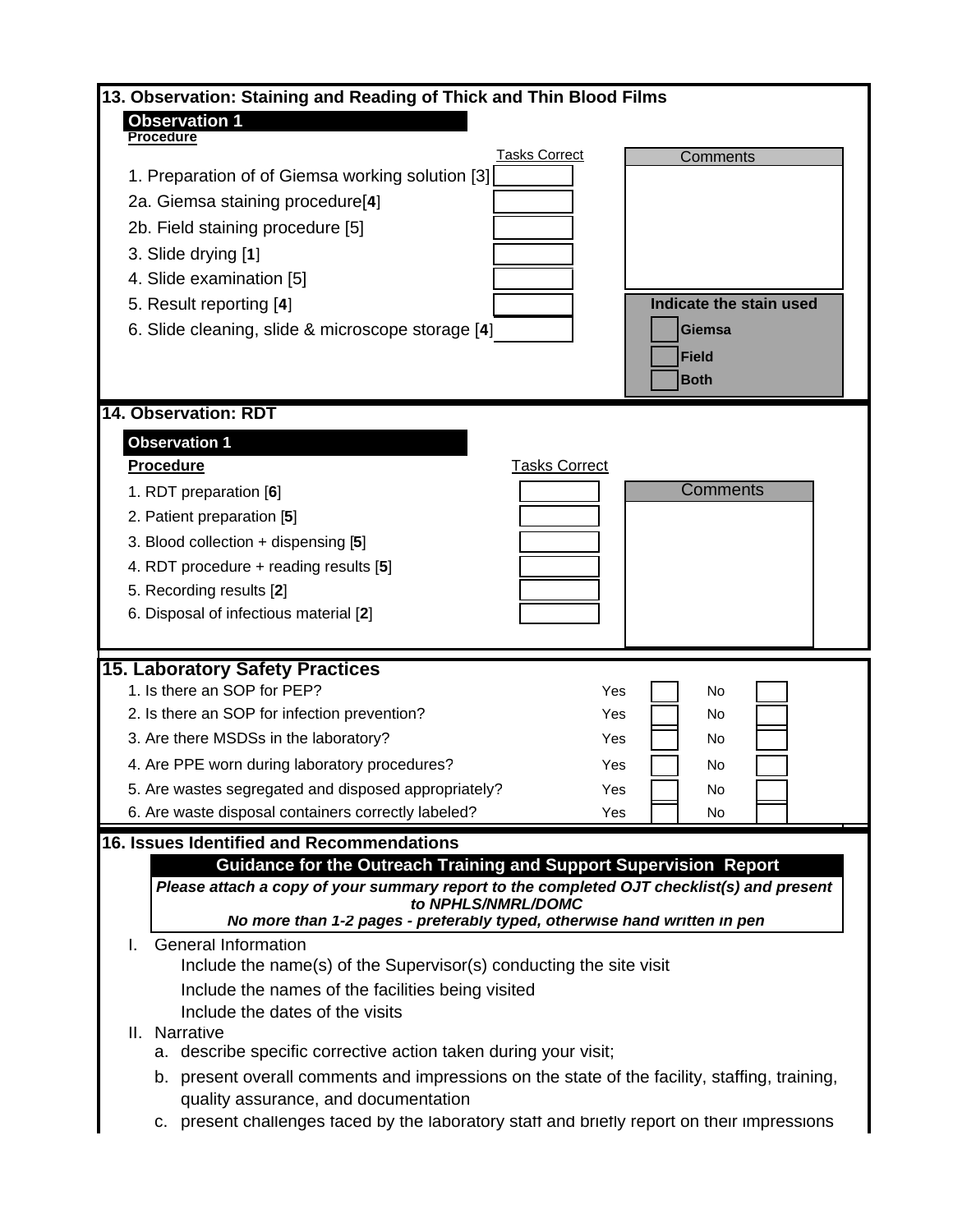## 13. Observation: Staining and Reading of Thick and Thin Blood Films

**Observation 1**

| Procedure | Tasks Correct |
|---|---|
| 1. Preparation of of Giemsa working solution [3] | |
| 2a. Giemsa staining procedure[**4**] | |
| 2b. Field staining procedure [5] | |
| 3. Slide drying [**1**] | |
| 4. Slide examination [5] | |
| 5. Result reporting [**4**] | |
| 6. Slide cleaning, slide & microscope storage [**4**] | |

Comments

**Indicate the stain used**

- [ ] **Giemsa**
- [ ] **Field**
- [ ] **Both**

## 14. Observation: RDT

**Observation 1**

| Procedure | Tasks Correct |
|---|---|
| 1. RDT preparation [**6**] | |
| 2. Patient preparation [**5**] | |
| 3. Blood collection + dispensing [**5**] | |
| 4. RDT procedure + reading results [**5**] | |
| 5. Recording results [**2**] | |
| 6. Disposal of infectious material [**2**] | |

Comments

## 15. Laboratory Safety Practices

| Question | Yes | | No | |
|---|---|---|---|---|
| 1. Is there an SOP for PEP? | Yes | | No | |
| 2. Is there an SOP for infection prevention? | Yes | | No | |
| 3. Are there MSDSs in the laboratory? | Yes | | No | |
| 4. Are PPE worn during laboratory procedures? | Yes | | No | |
| 5. Are wastes segregated and disposed appropriately? | Yes | | No | |
| 6. Are waste disposal containers correctly labeled? | Yes | | No | |

## 16. Issues Identified and Recommendations

**Guidance for the Outreach Training and Support Supervision Report**

***Please attach a copy of your summary report to the completed OJT checklist(s) and present to NPHLS/NMRL/DOMC***

***No more than 1-2 pages - preferably typed, otherwise hand written in pen***

I. General Information
  - Include the name(s) of the Supervisor(s) conducting the site visit
  - Include the names of the facilities being visited
  - Include the dates of the visits

II. Narrative
  a. describe specific corrective action taken during your visit;
  b. present overall comments and impressions on the state of the facility, staffing, training, quality assurance, and documentation
  c. present challenges faced by the laboratory staff and briefly report on their impressions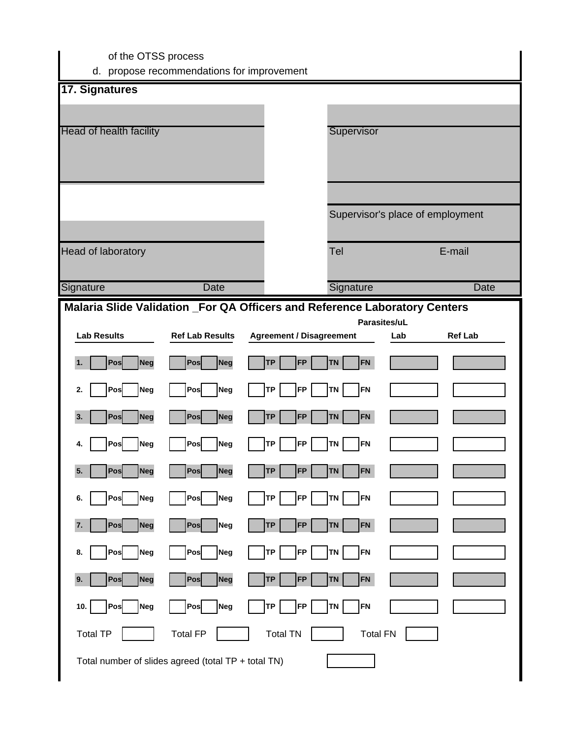of the OTSS process

d. propose recommendations for improvement

## 17. Signatures

| | |
|---|---|
| Head of health facility | Supervisor |
| | Supervisor's place of employment |
| Head of laboratory | Tel E-mail |
| Signature Date | Signature Date |

## Malaria Slide Validation _For QA Officers and Reference Laboratory Centers

| | Lab Results | | Ref Lab Results | | Agreement / Disagreement | | | | Parasites/uL Lab | Parasites/uL Ref Lab |
|---|---|---|---|---|---|---|---|---|---|---|
| 1. | Pos | Neg | Pos | Neg | TP | FP | TN | FN | | |
| 2. | Pos | Neg | Pos | Neg | TP | FP | TN | FN | | |
| 3. | Pos | Neg | Pos | Neg | TP | FP | TN | FN | | |
| 4. | Pos | Neg | Pos | Neg | TP | FP | TN | FN | | |
| 5. | Pos | Neg | Pos | Neg | TP | FP | TN | FN | | |
| 6. | Pos | Neg | Pos | Neg | TP | FP | TN | FN | | |
| 7. | Pos | Neg | Pos | Neg | TP | FP | TN | FN | | |
| 8. | Pos | Neg | Pos | Neg | TP | FP | TN | FN | | |
| 9. | Pos | Neg | Pos | Neg | TP | FP | TN | FN | | |
| 10. | Pos | Neg | Pos | Neg | TP | FP | TN | FN | | |

Total TP ____ Total FP ____ Total TN ____ Total FN ____

Total number of slides agreed (total TP + total TN) ____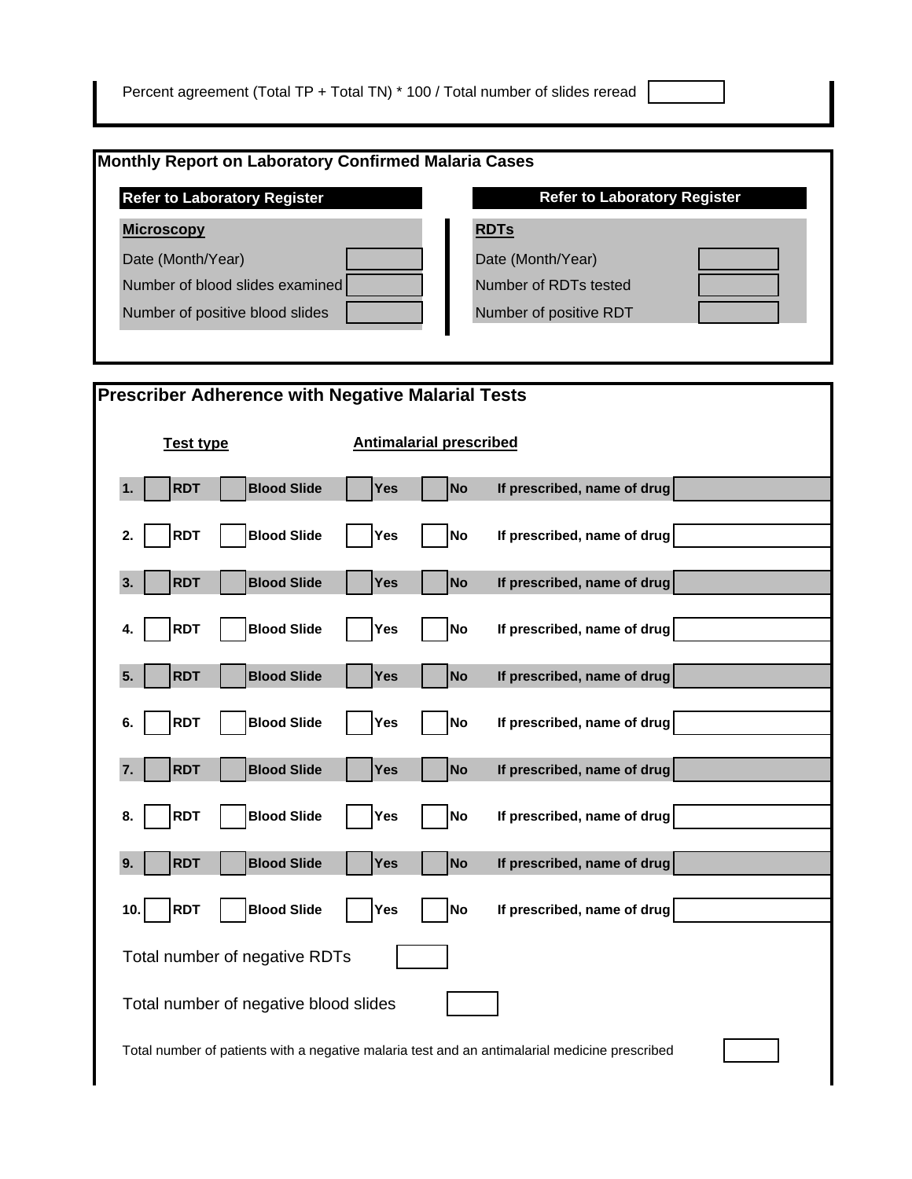Percent agreement (Total TP + Total TN) * 100 / Total number of slides reread

## Monthly Report on Laboratory Confirmed Malaria Cases

| Refer to Laboratory Register | | Refer to Laboratory Register | |
|---|---|---|---|
| **Microscopy** | | **RDTs** | |
| Date (Month/Year) | | Date (Month/Year) | |
| Number of blood slides examined | | Number of RDTs tested | |
| Number of positive blood slides | | Number of positive RDT | |

## Prescriber Adherence with Negative Malarial Tests

| | Test type | | Antimalarial prescribed | | |
|---|---|---|---|---|---|
| 1. | RDT | Blood Slide | Yes | No | If prescribed, name of drug |
| 2. | RDT | Blood Slide | Yes | No | If prescribed, name of drug |
| 3. | RDT | Blood Slide | Yes | No | If prescribed, name of drug |
| 4. | RDT | Blood Slide | Yes | No | If prescribed, name of drug |
| 5. | RDT | Blood Slide | Yes | No | If prescribed, name of drug |
| 6. | RDT | Blood Slide | Yes | No | If prescribed, name of drug |
| 7. | RDT | Blood Slide | Yes | No | If prescribed, name of drug |
| 8. | RDT | Blood Slide | Yes | No | If prescribed, name of drug |
| 9. | RDT | Blood Slide | Yes | No | If prescribed, name of drug |
| 10. | RDT | Blood Slide | Yes | No | If prescribed, name of drug |

Total number of negative RDTs

Total number of negative blood slides

Total number of patients with a negative malaria test and an antimalarial medicine prescribed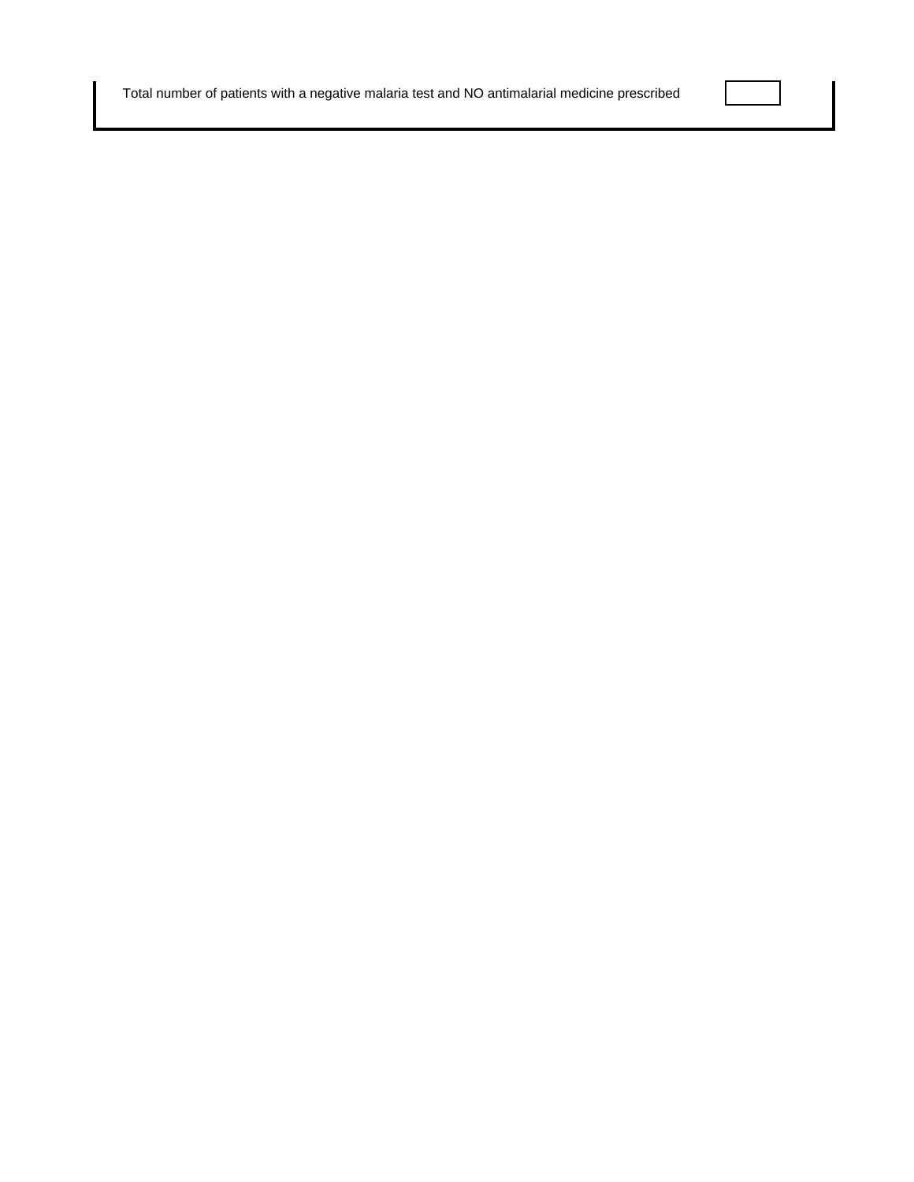Total number of patients with a negative malaria test and NO antimalarial medicine prescribed